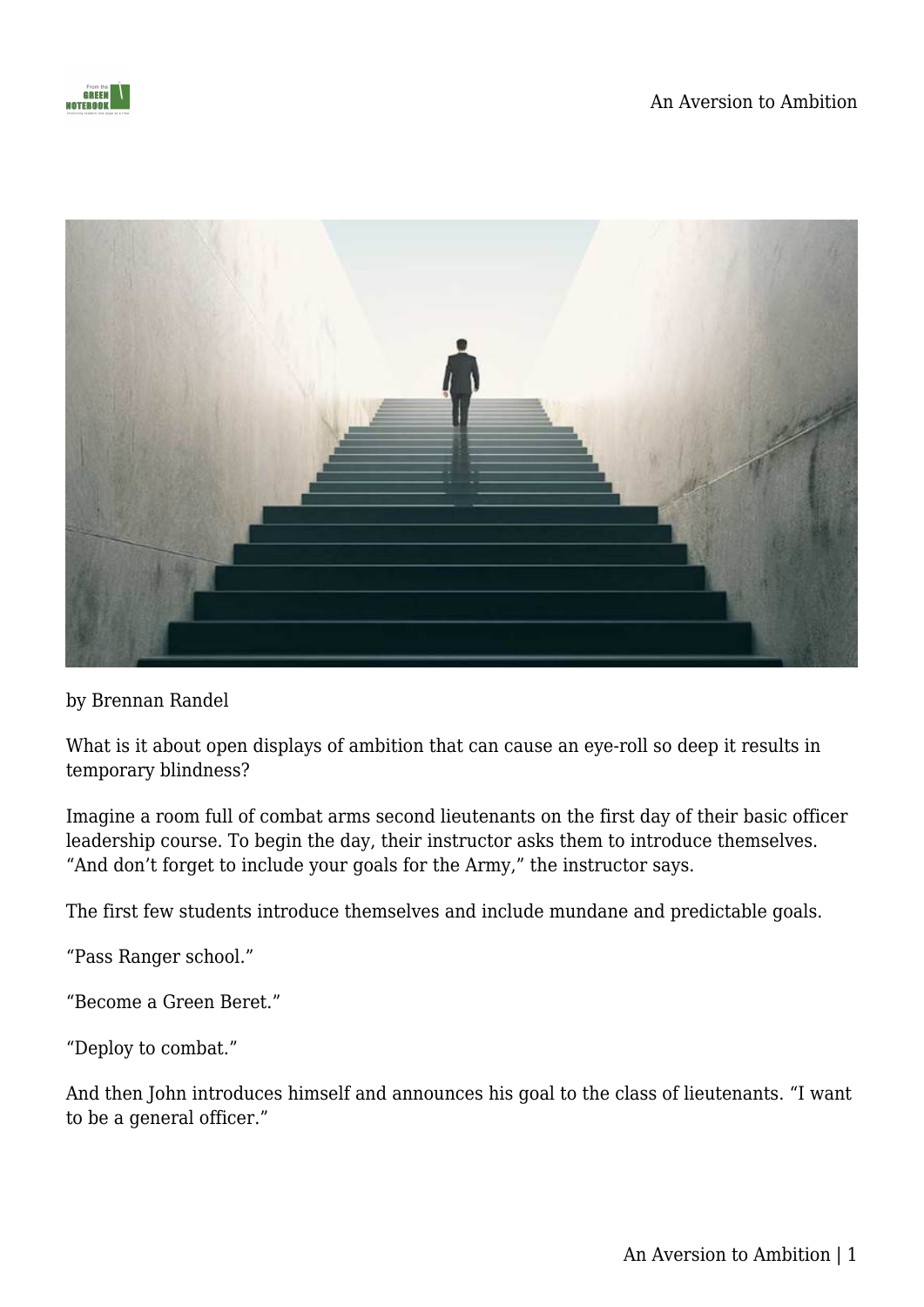by Brennan Randel

What is it about open displays of ambition that can cause an eye-roll so deep it results in temporary blindness?

Imagine a room full of combat arms second lieutenants on the first day of their basic officer leadership course. To begin the day, their instructor asks them to introduce themselves. "And don't forget to include your goals for the Army," the instructor says.

The first few students introduce themselves and include mundane and predictable goals.

"Pass Ranger school."

"Become a Green Beret."

"Deploy to combat."

And then John introduces himself and announces his goal to the class of lieutenants. "I want to be a general officer."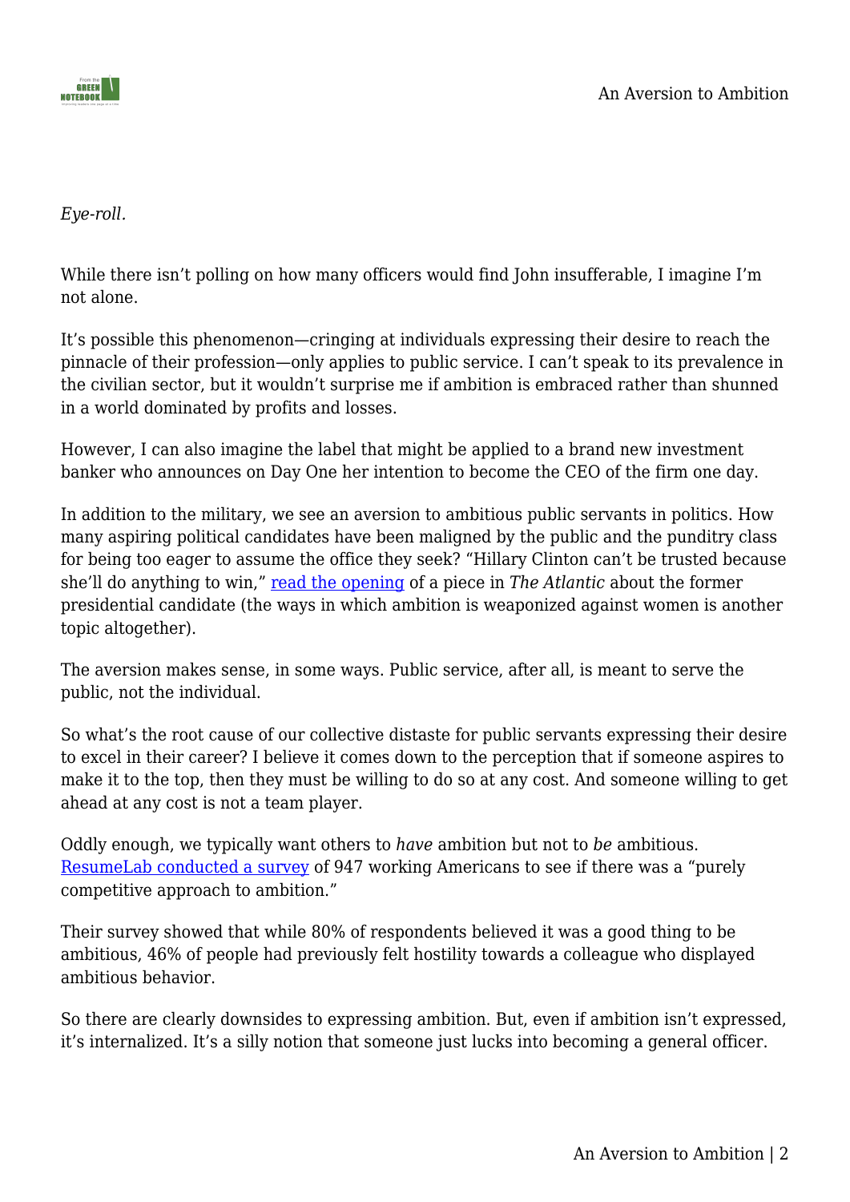*Eye-roll.*

While there isn't polling on how many officers would find John insufferable, I imagine I'm not alone.

It's possible this phenomenon—cringing at individuals expressing their desire to reach the pinnacle of their profession—only applies to public service. I can't speak to its prevalence in the civilian sector, but it wouldn't surprise me if ambition is embraced rather than shunned in a world dominated by profits and losses.

However, I can also imagine the label that might be applied to a brand new investment banker who announces on Day One her intention to become the CEO of the firm one day.

In addition to the military, we see an aversion to ambitious public servants in politics. How many aspiring political candidates have been maligned by the public and the punditry class for being too eager to assume the office they seek? "Hillary Clinton can't be trusted because she'll do anything to win," read the opening of a piece in *The Atlantic* about the former presidential candidate (the ways in which ambition is weaponized against women is another topic altogether).

The aversion makes sense, in some ways. Public service, after all, is meant to serve the public, not the individual.

So what's the root cause of our collective distaste for public servants expressing their desire to excel in their career? I believe it comes down to the perception that if someone aspires to make it to the top, then they must be willing to do so at any cost. And someone willing to get ahead at any cost is not a team player.

Oddly enough, we typically want others to *have* ambition but not to *be* ambitious. ResumeLab conducted a survey of 947 working Americans to see if there was a "purely competitive approach to ambition."

Their survey showed that while 80% of respondents believed it was a good thing to be ambitious, 46% of people had previously felt hostility towards a colleague who displayed ambitious behavior.

So there are clearly downsides to expressing ambition. But, even if ambition isn't expressed, it's internalized. It's a silly notion that someone just lucks into becoming a general officer.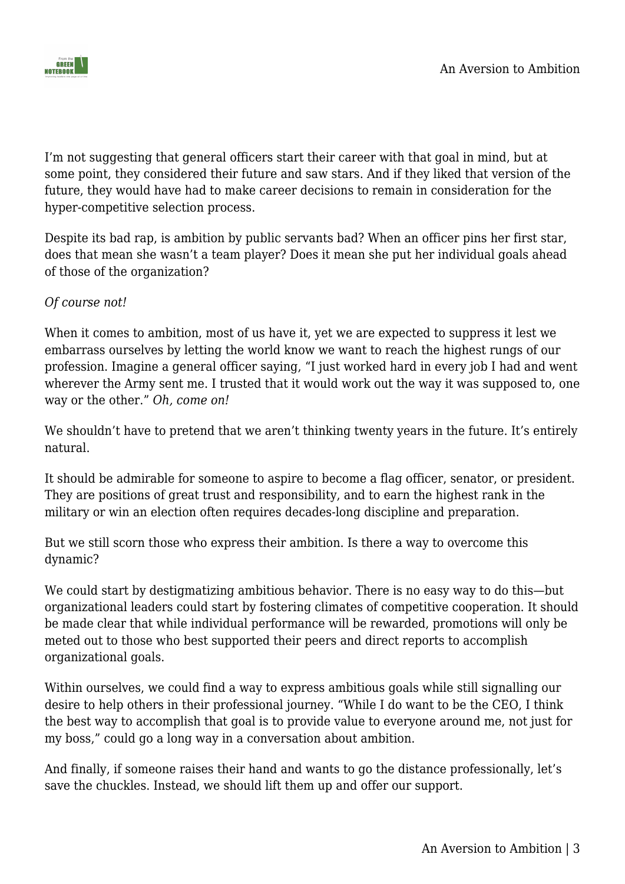I'm not suggesting that general officers start their career with that goal in mind, but at some point, they considered their future and saw stars. And if they liked that version of the future, they would have had to make career decisions to remain in consideration for the hyper-competitive selection process.

Despite its bad rap, is ambition by public servants bad? When an officer pins her first star, does that mean she wasn't a team player? Does it mean she put her individual goals ahead of those of the organization?

*Of course not!*

When it comes to ambition, most of us have it, yet we are expected to suppress it lest we embarrass ourselves by letting the world know we want to reach the highest rungs of our profession. Imagine a general officer saying, "I just worked hard in every job I had and went wherever the Army sent me. I trusted that it would work out the way it was supposed to, one way or the other." *Oh, come on!*

We shouldn't have to pretend that we aren't thinking twenty years in the future. It's entirely natural.

It should be admirable for someone to aspire to become a flag officer, senator, or president. They are positions of great trust and responsibility, and to earn the highest rank in the military or win an election often requires decades-long discipline and preparation.

But we still scorn those who express their ambition. Is there a way to overcome this dynamic?

We could start by destigmatizing ambitious behavior. There is no easy way to do this—but organizational leaders could start by fostering climates of competitive cooperation. It should be made clear that while individual performance will be rewarded, promotions will only be meted out to those who best supported their peers and direct reports to accomplish organizational goals.

Within ourselves, we could find a way to express ambitious goals while still signalling our desire to help others in their professional journey. "While I do want to be the CEO, I think the best way to accomplish that goal is to provide value to everyone around me, not just for my boss," could go a long way in a conversation about ambition.

And finally, if someone raises their hand and wants to go the distance professionally, let's save the chuckles. Instead, we should lift them up and offer our support.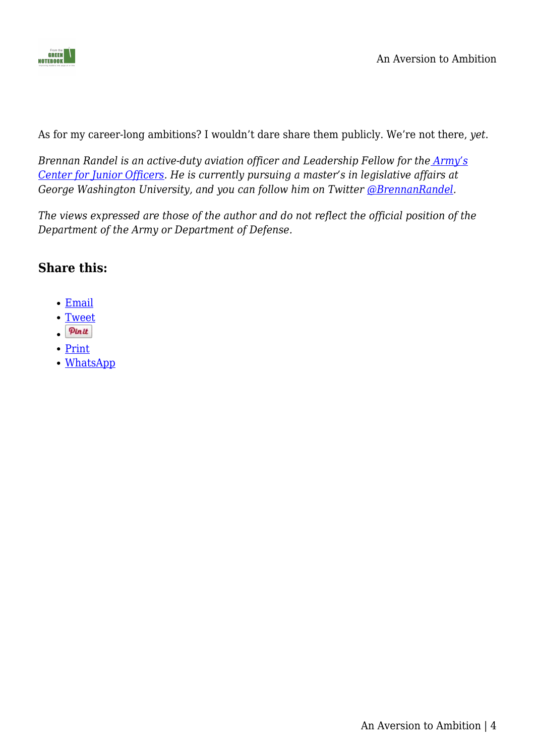As for my career-long ambitions? I wouldn't dare share them publicly. We're not there, *yet*.

*Brennan Randel is an active-duty aviation officer and Leadership Fellow for the Army's Center for Junior Officers. He is currently pursuing a master's in legislative affairs at George Washington University, and you can follow him on Twitter @BrennanRandel.*

*The views expressed are those of the author and do not reflect the official position of the Department of the Army or Department of Defense.*

### Share this:

- Email
- Tweet
- Pin it
- Print
- WhatsApp